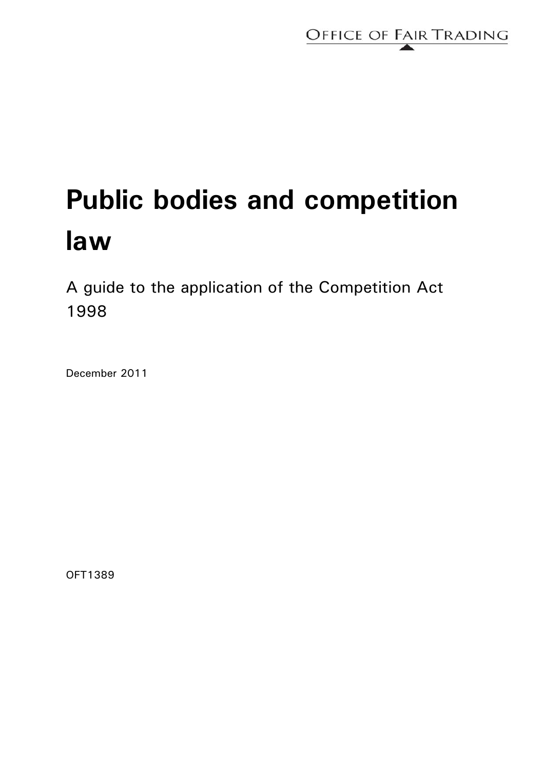OFFICE OF FAIR TRADING

# Public bodies and competition law

A guide to the application of the Competition Act 1998

December 2011

OFT1389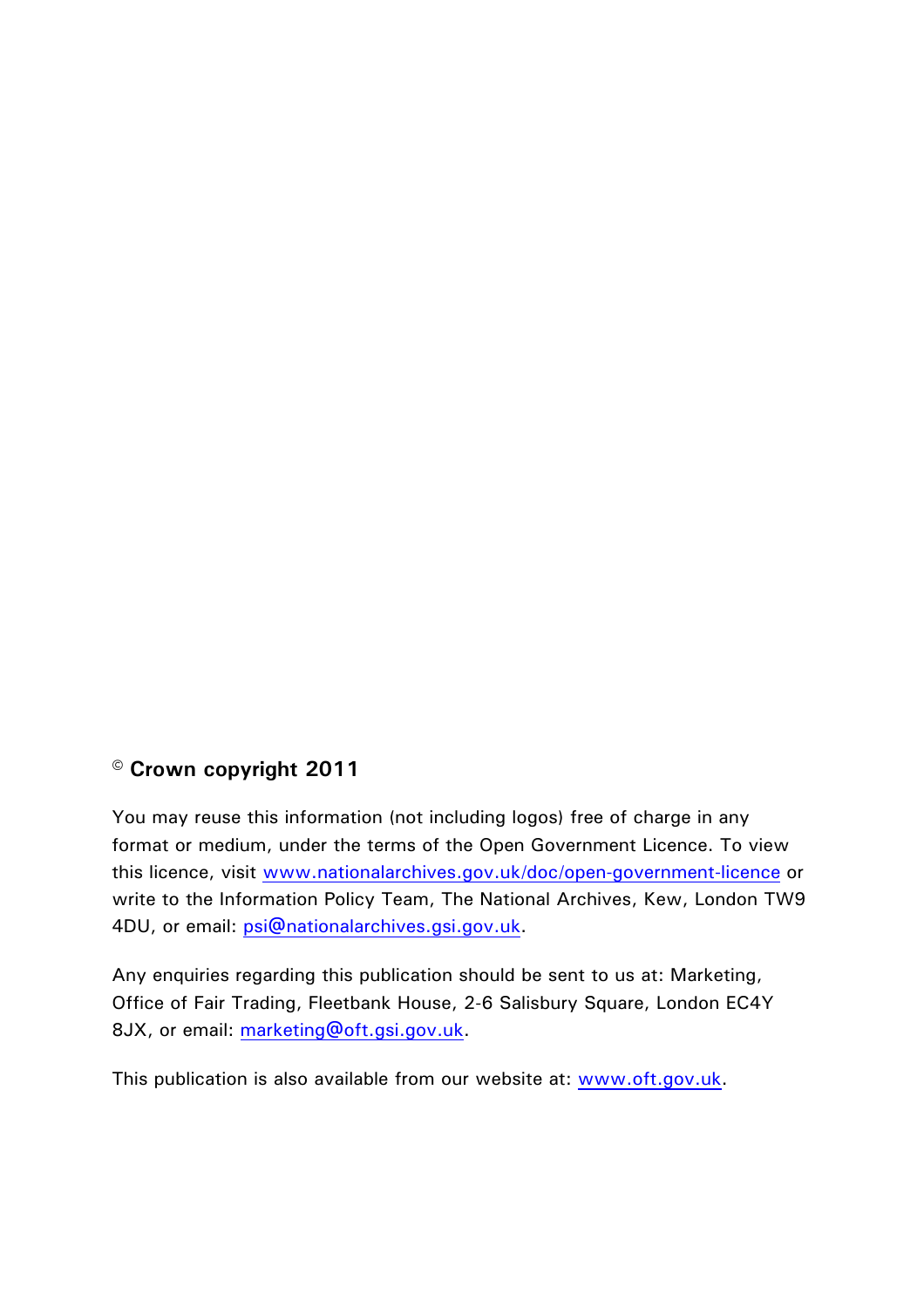© **Crown copyright 2011**

You may reuse this information (not including logos) free of charge in any format or medium, under the terms of the Open Government Licence. To view this licence, visit www.nationalarchives.gov.uk/doc/open-government-licence or write to the Information Policy Team, The National Archives, Kew, London TW9 4DU, or email: psi@nationalarchives.gsi.gov.uk.

Any enquiries regarding this publication should be sent to us at: Marketing, Office of Fair Trading, Fleetbank House, 2-6 Salisbury Square, London EC4Y 8JX, or email: marketing@oft.gsi.gov.uk.

This publication is also available from our website at: www.oft.gov.uk.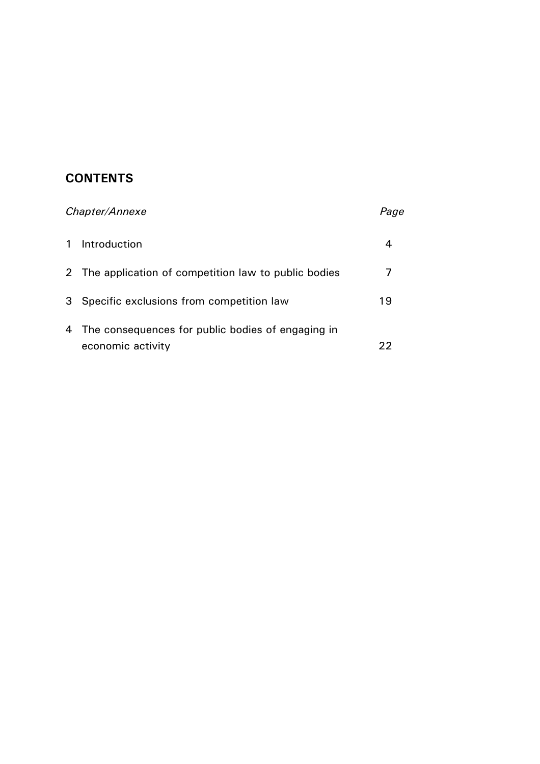## CONTENTS

| *Chapter/Annexe* | *Page* |
| --- | --- |
| 1 Introduction | 4 |
| 2 The application of competition law to public bodies | 7 |
| 3 Specific exclusions from competition law | 19 |
| 4 The consequences for public bodies of engaging in economic activity | 22 |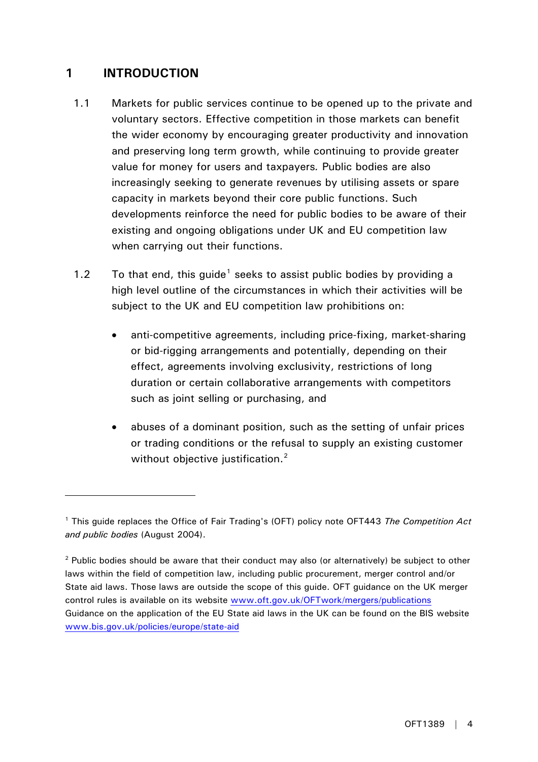# 1 INTRODUCTION

1.1 Markets for public services continue to be opened up to the private and voluntary sectors. Effective competition in those markets can benefit the wider economy by encouraging greater productivity and innovation and preserving long term growth, while continuing to provide greater value for money for users and taxpayers*.* Public bodies are also increasingly seeking to generate revenues by utilising assets or spare capacity in markets beyond their core public functions. Such developments reinforce the need for public bodies to be aware of their existing and ongoing obligations under UK and EU competition law when carrying out their functions.

1.2 To that end, this guide[1] seeks to assist public bodies by providing a high level outline of the circumstances in which their activities will be subject to the UK and EU competition law prohibitions on:

- anti-competitive agreements, including price-fixing, market-sharing or bid-rigging arrangements and potentially, depending on their effect, agreements involving exclusivity, restrictions of long duration or certain collaborative arrangements with competitors such as joint selling or purchasing, and
- abuses of a dominant position, such as the setting of unfair prices or trading conditions or the refusal to supply an existing customer without objective justification.[2]

---

[1] This guide replaces the Office of Fair Trading's (OFT) policy note OFT443 *The Competition Act and public bodies* (August 2004).

[2] Public bodies should be aware that their conduct may also (or alternatively) be subject to other laws within the field of competition law, including public procurement, merger control and/or State aid laws. Those laws are outside the scope of this guide. OFT guidance on the UK merger control rules is available on its website www.oft.gov.uk/OFTwork/mergers/publications Guidance on the application of the EU State aid laws in the UK can be found on the BIS website www.bis.gov.uk/policies/europe/state-aid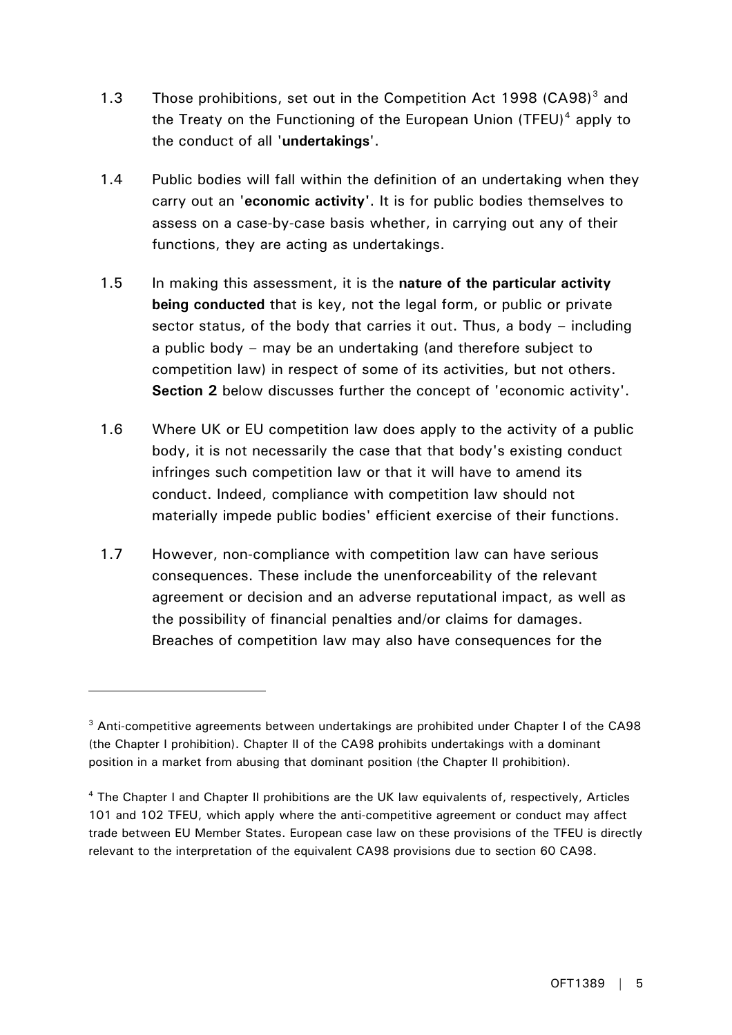1.3 Those prohibitions, set out in the Competition Act 1998 (CA98)[3] and the Treaty on the Functioning of the European Union (TFEU)[4] apply to the conduct of all '**undertakings**'.

1.4 Public bodies will fall within the definition of an undertaking when they carry out an '**economic activity**'. It is for public bodies themselves to assess on a case-by-case basis whether, in carrying out any of their functions, they are acting as undertakings.

1.5 In making this assessment, it is the **nature of the particular activity being conducted** that is key, not the legal form, or public or private sector status, of the body that carries it out. Thus, a body – including a public body – may be an undertaking (and therefore subject to competition law) in respect of some of its activities, but not others. **Section 2** below discusses further the concept of 'economic activity'.

1.6 Where UK or EU competition law does apply to the activity of a public body, it is not necessarily the case that that body's existing conduct infringes such competition law or that it will have to amend its conduct. Indeed, compliance with competition law should not materially impede public bodies' efficient exercise of their functions.

1.7 However, non-compliance with competition law can have serious consequences. These include the unenforceability of the relevant agreement or decision and an adverse reputational impact, as well as the possibility of financial penalties and/or claims for damages. Breaches of competition law may also have consequences for the

---

[3] Anti-competitive agreements between undertakings are prohibited under Chapter I of the CA98 (the Chapter I prohibition). Chapter II of the CA98 prohibits undertakings with a dominant position in a market from abusing that dominant position (the Chapter II prohibition).

[4] The Chapter I and Chapter II prohibitions are the UK law equivalents of, respectively, Articles 101 and 102 TFEU, which apply where the anti-competitive agreement or conduct may affect trade between EU Member States. European case law on these provisions of the TFEU is directly relevant to the interpretation of the equivalent CA98 provisions due to section 60 CA98.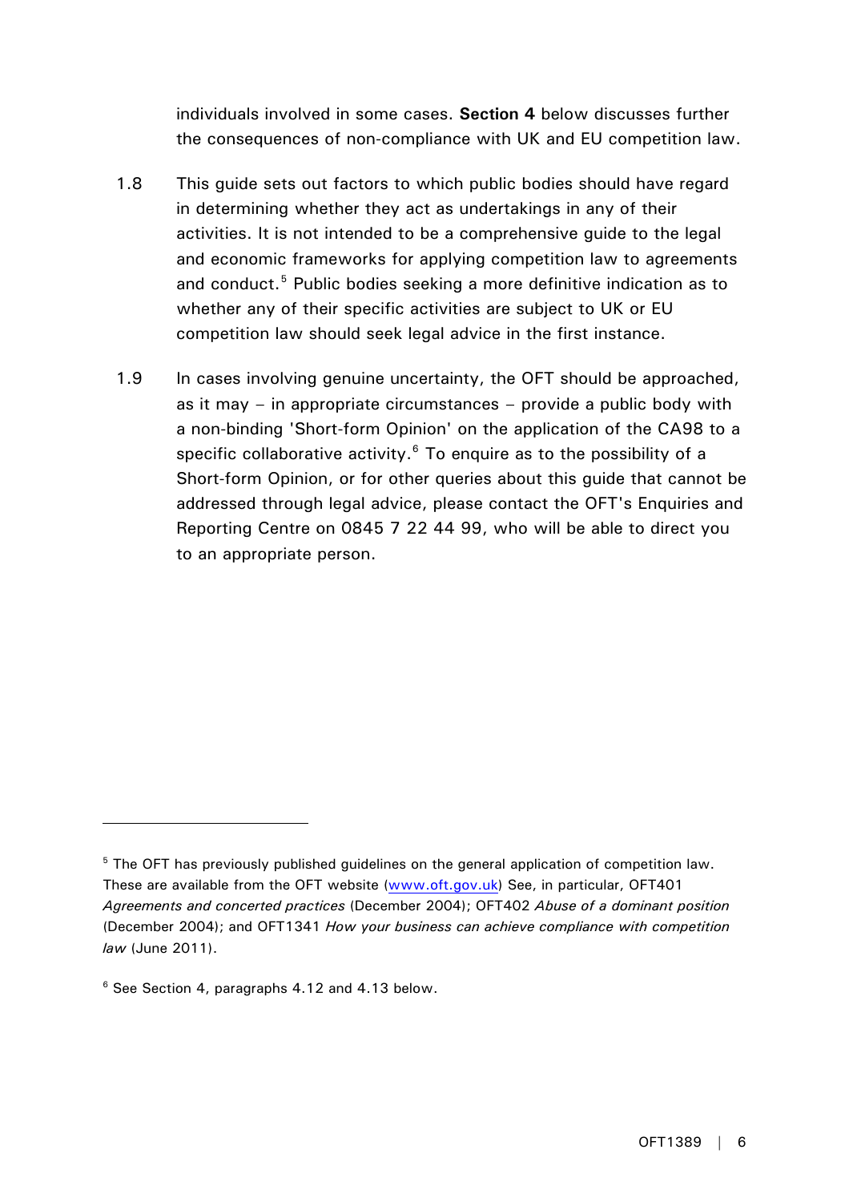individuals involved in some cases. **Section 4** below discusses further the consequences of non-compliance with UK and EU competition law.

1.8 This guide sets out factors to which public bodies should have regard in determining whether they act as undertakings in any of their activities. It is not intended to be a comprehensive guide to the legal and economic frameworks for applying competition law to agreements and conduct.[5] Public bodies seeking a more definitive indication as to whether any of their specific activities are subject to UK or EU competition law should seek legal advice in the first instance.

1.9 In cases involving genuine uncertainty, the OFT should be approached, as it may – in appropriate circumstances – provide a public body with a non-binding 'Short-form Opinion' on the application of the CA98 to a specific collaborative activity.[6] To enquire as to the possibility of a Short-form Opinion, or for other queries about this guide that cannot be addressed through legal advice, please contact the OFT's Enquiries and Reporting Centre on 0845 7 22 44 99, who will be able to direct you to an appropriate person.

---

[5] The OFT has previously published guidelines on the general application of competition law. These are available from the OFT website (www.oft.gov.uk) See, in particular, OFT401 *Agreements and concerted practices* (December 2004); OFT402 *Abuse of a dominant position* (December 2004); and OFT1341 *How your business can achieve compliance with competition law* (June 2011).

[6] See Section 4, paragraphs 4.12 and 4.13 below.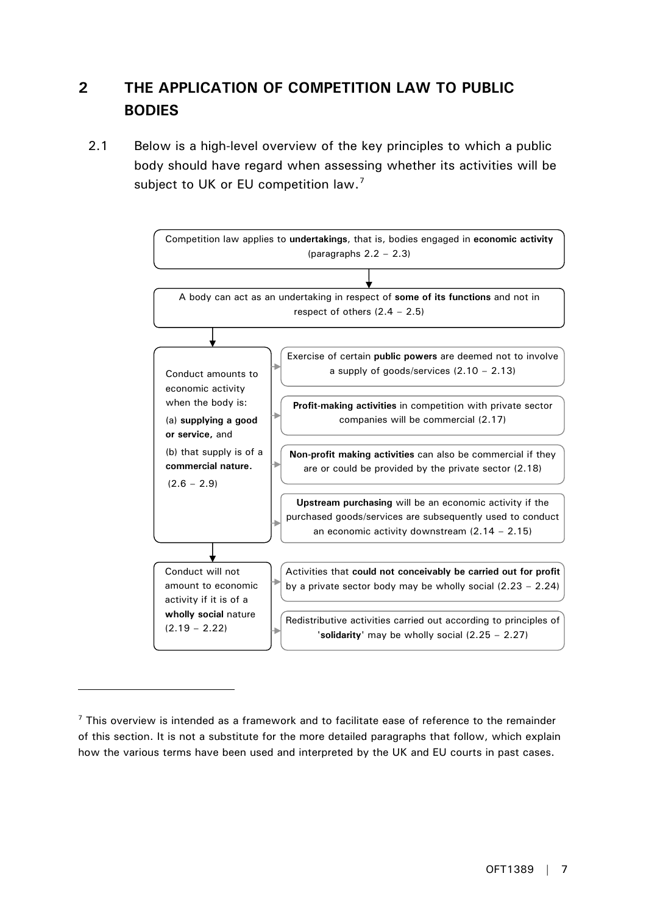## 2 THE APPLICATION OF COMPETITION LAW TO PUBLIC BODIES

2.1 Below is a high-level overview of the key principles to which a public body should have regard when assessing whether its activities will be subject to UK or EU competition law.[7]

Competition law applies to **undertakings**, that is, bodies engaged in **economic activity** (paragraphs 2.2 – 2.3)

↓

A body can act as an undertaking in respect of **some of its functions** and not in respect of others (2.4 – 2.5)

↓

Conduct amounts to economic activity when the body is:
(a) **supplying a good or service,** and
(b) that supply is of a **commercial nature.**
(2.6 – 2.9)

- Exercise of certain **public powers** are deemed not to involve a supply of goods/services (2.10 – 2.13)
- **Profit-making activities** in competition with private sector companies will be commercial (2.17)
- **Non-profit making activities** can also be commercial if they are or could be provided by the private sector (2.18)
- **Upstream purchasing** will be an economic activity if the purchased goods/services are subsequently used to conduct an economic activity downstream (2.14 – 2.15)

↓

Conduct will not amount to economic activity if it is of a **wholly social** nature (2.19 – 2.22)

- Activities that **could not conceivably be carried out for profit** by a private sector body may be wholly social (2.23 – 2.24)
- Redistributive activities carried out according to principles of '**solidarity**' may be wholly social (2.25 – 2.27)

---

[7] This overview is intended as a framework and to facilitate ease of reference to the remainder of this section. It is not a substitute for the more detailed paragraphs that follow, which explain how the various terms have been used and interpreted by the UK and EU courts in past cases.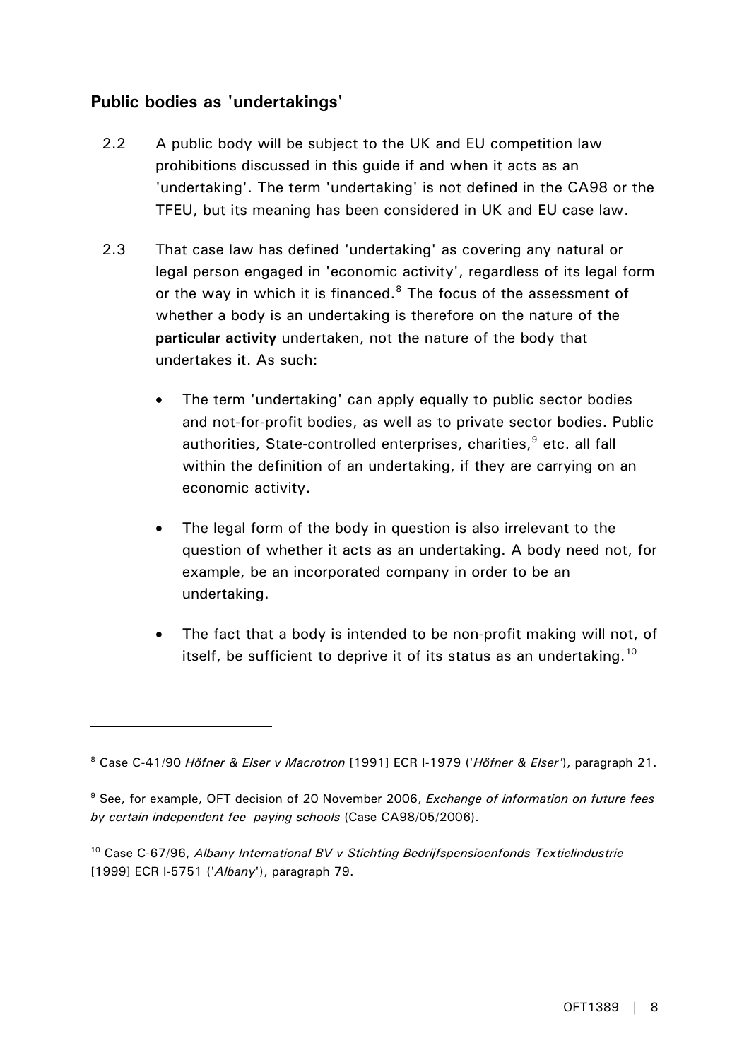## Public bodies as 'undertakings'

2.2 A public body will be subject to the UK and EU competition law prohibitions discussed in this guide if and when it acts as an 'undertaking'. The term 'undertaking' is not defined in the CA98 or the TFEU, but its meaning has been considered in UK and EU case law.

2.3 That case law has defined 'undertaking' as covering any natural or legal person engaged in 'economic activity', regardless of its legal form or the way in which it is financed.[8] The focus of the assessment of whether a body is an undertaking is therefore on the nature of the **particular activity** undertaken, not the nature of the body that undertakes it. As such:

- The term 'undertaking' can apply equally to public sector bodies and not-for-profit bodies, as well as to private sector bodies. Public authorities, State-controlled enterprises, charities,[9] etc. all fall within the definition of an undertaking, if they are carrying on an economic activity.
- The legal form of the body in question is also irrelevant to the question of whether it acts as an undertaking. A body need not, for example, be an incorporated company in order to be an undertaking.
- The fact that a body is intended to be non-profit making will not, of itself, be sufficient to deprive it of its status as an undertaking.[10]

---

[8] Case C-41/90 *Höfner & Elser v Macrotron* [1991] ECR I-1979 ('*Höfner & Elser*'), paragraph 21.

[9] See, for example, OFT decision of 20 November 2006, *Exchange of information on future fees by certain independent fee–paying schools* (Case CA98/05/2006).

[10] Case C-67/96, *Albany International BV v Stichting Bedrijfspensioenfonds Textielindustrie* [1999] ECR I-5751 ('*Albany*'), paragraph 79.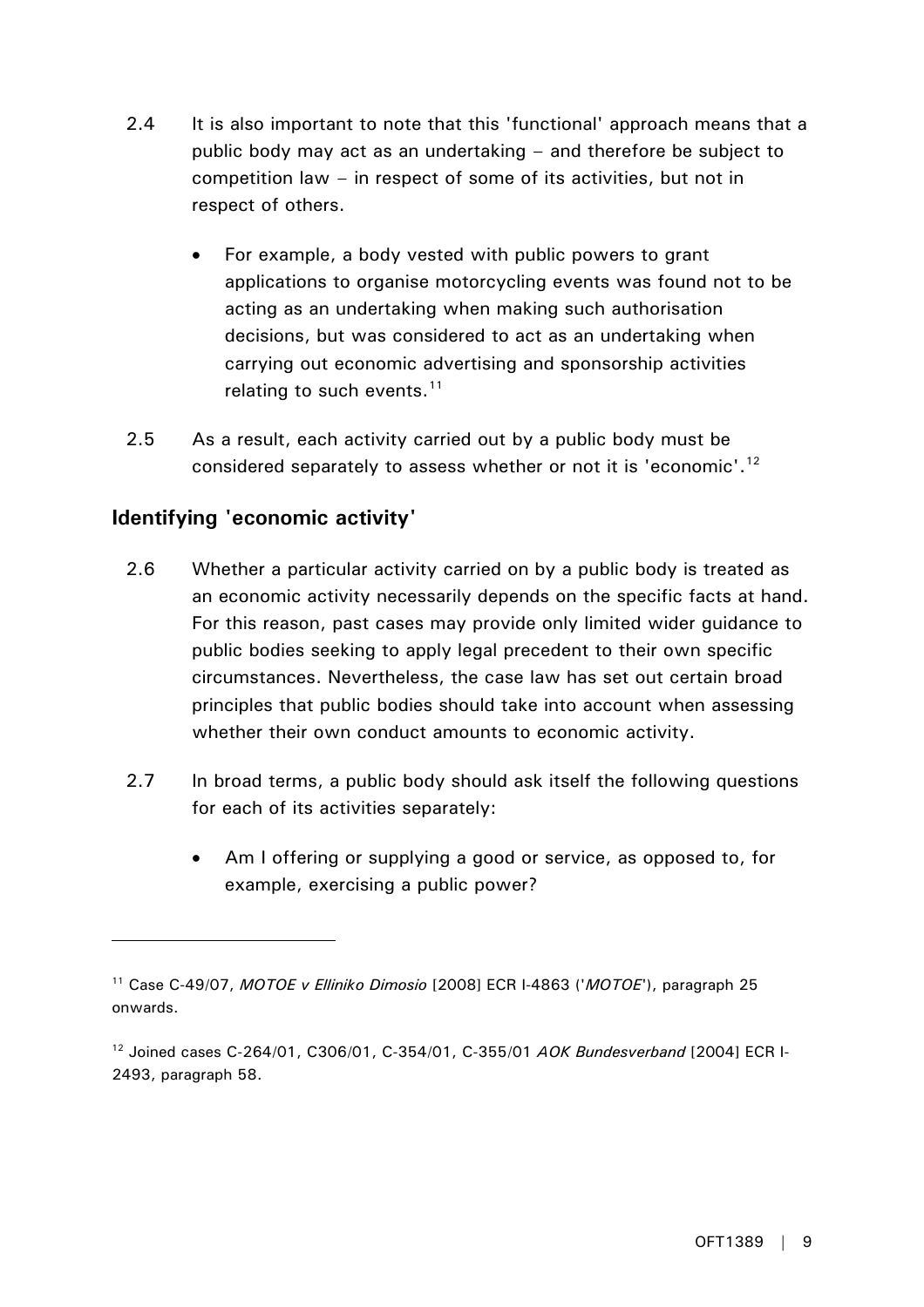2.4 It is also important to note that this 'functional' approach means that a public body may act as an undertaking – and therefore be subject to competition law – in respect of some of its activities, but not in respect of others.

- For example, a body vested with public powers to grant applications to organise motorcycling events was found not to be acting as an undertaking when making such authorisation decisions, but was considered to act as an undertaking when carrying out economic advertising and sponsorship activities relating to such events.[11]

2.5 As a result, each activity carried out by a public body must be considered separately to assess whether or not it is 'economic'.[12]

## Identifying 'economic activity'

2.6 Whether a particular activity carried on by a public body is treated as an economic activity necessarily depends on the specific facts at hand. For this reason, past cases may provide only limited wider guidance to public bodies seeking to apply legal precedent to their own specific circumstances. Nevertheless, the case law has set out certain broad principles that public bodies should take into account when assessing whether their own conduct amounts to economic activity.

2.7 In broad terms, a public body should ask itself the following questions for each of its activities separately:

- Am I offering or supplying a good or service, as opposed to, for example, exercising a public power?

---

[11] Case C-49/07, *MOTOE v Elliniko Dimosio* [2008] ECR I-4863 ('*MOTOE*'), paragraph 25 onwards.

[12] Joined cases C-264/01, C306/01, C-354/01, C-355/01 *AOK Bundesverband* [2004] ECR I-2493, paragraph 58.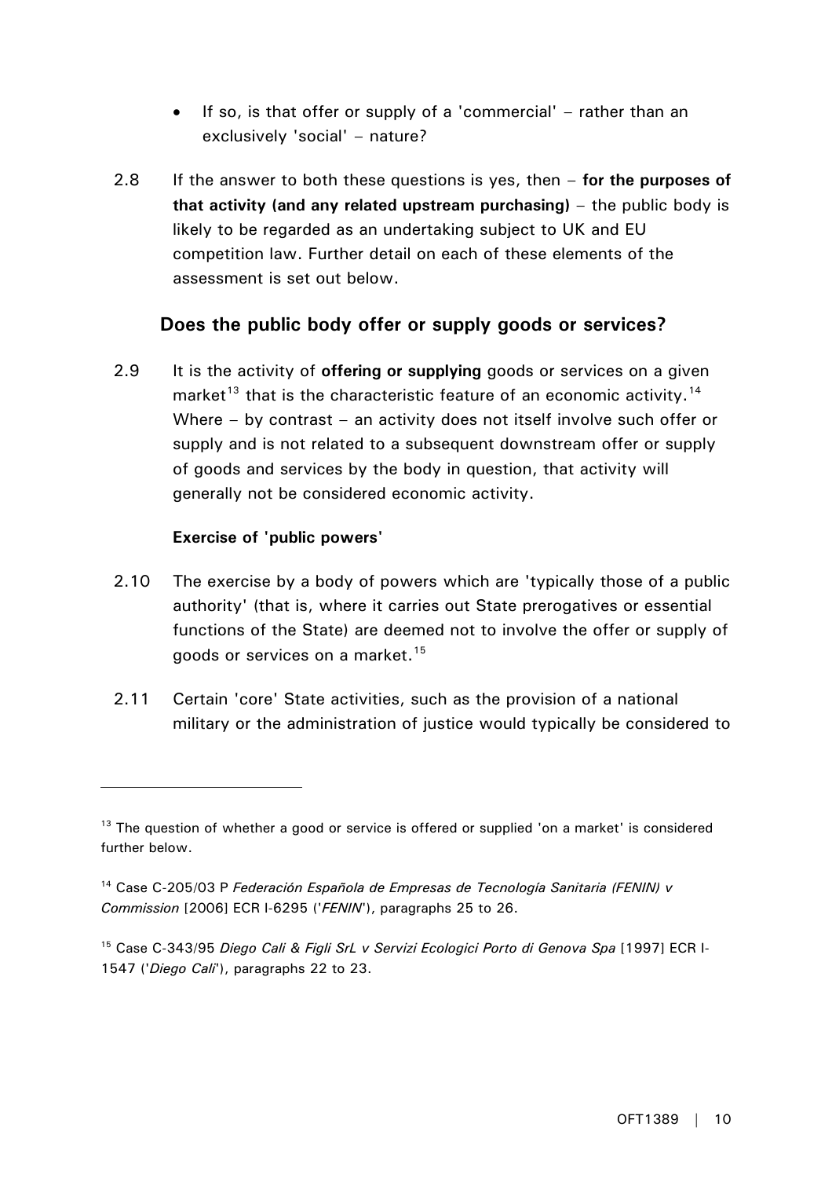- If so, is that offer or supply of a 'commercial' – rather than an exclusively 'social' – nature?

2.8 If the answer to both these questions is yes, then – **for the purposes of that activity (and any related upstream purchasing)** – the public body is likely to be regarded as an undertaking subject to UK and EU competition law. Further detail on each of these elements of the assessment is set out below.

## Does the public body offer or supply goods or services?

2.9 It is the activity of **offering or supplying** goods or services on a given market[13] that is the characteristic feature of an economic activity.[14] Where – by contrast – an activity does not itself involve such offer or supply and is not related to a subsequent downstream offer or supply of goods and services by the body in question, that activity will generally not be considered economic activity.

### Exercise of 'public powers'

2.10 The exercise by a body of powers which are 'typically those of a public authority' (that is, where it carries out State prerogatives or essential functions of the State) are deemed not to involve the offer or supply of goods or services on a market.[15]

2.11 Certain 'core' State activities, such as the provision of a national military or the administration of justice would typically be considered to

---

[13] The question of whether a good or service is offered or supplied 'on a market' is considered further below.

[14] Case C-205/03 P *Federación Española de Empresas de Tecnología Sanitaria (FENIN) v Commission* [2006] ECR I-6295 ('*FENIN*'), paragraphs 25 to 26.

[15] Case C-343/95 *Diego Cali & Figli SrL v Servizi Ecologici Porto di Genova Spa* [1997] ECR I-1547 ('*Diego Cali*'), paragraphs 22 to 23.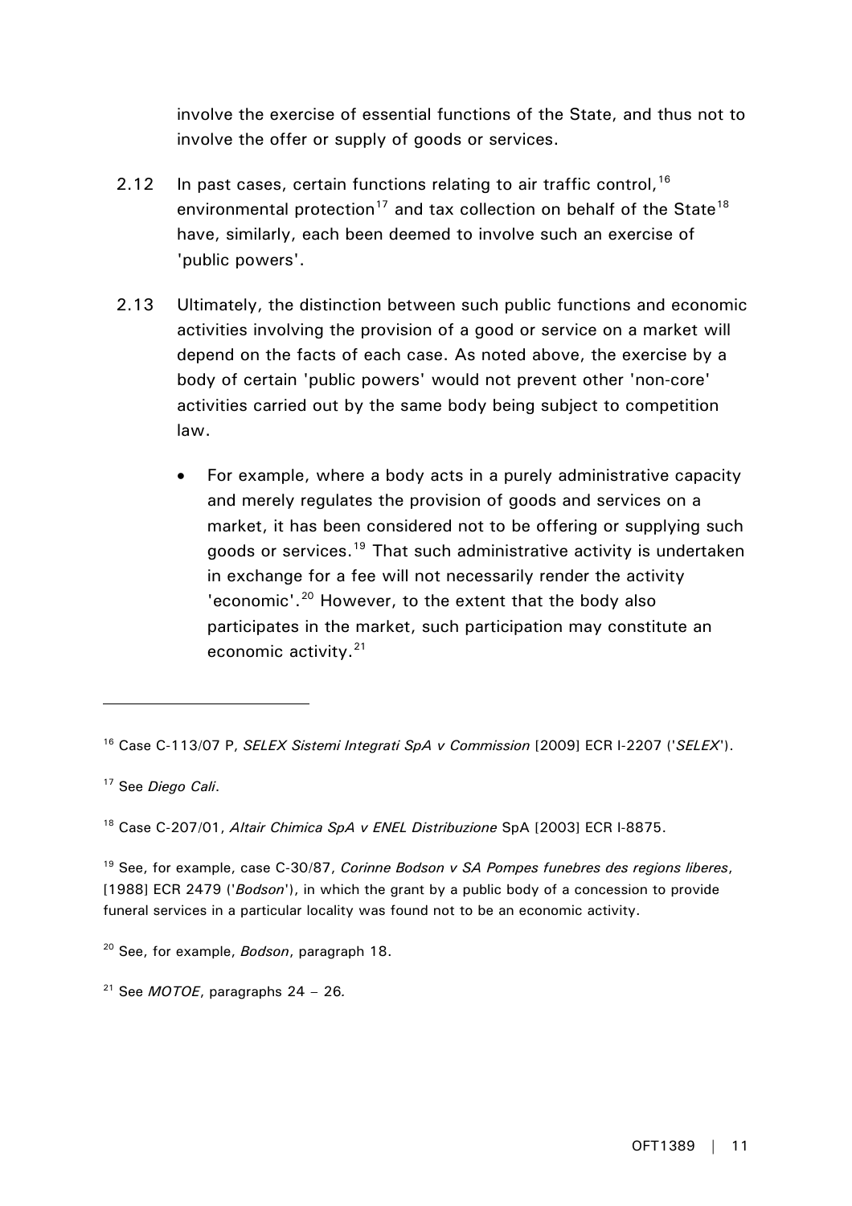involve the exercise of essential functions of the State, and thus not to involve the offer or supply of goods or services.

2.12 In past cases, certain functions relating to air traffic control,[16] environmental protection[17] and tax collection on behalf of the State[18] have, similarly, each been deemed to involve such an exercise of 'public powers'.

2.13 Ultimately, the distinction between such public functions and economic activities involving the provision of a good or service on a market will depend on the facts of each case. As noted above, the exercise by a body of certain 'public powers' would not prevent other 'non-core' activities carried out by the same body being subject to competition law.

- For example, where a body acts in a purely administrative capacity and merely regulates the provision of goods and services on a market, it has been considered not to be offering or supplying such goods or services.[19] That such administrative activity is undertaken in exchange for a fee will not necessarily render the activity 'economic'.[20] However, to the extent that the body also participates in the market, such participation may constitute an economic activity.[21]

---

[16] Case C-113/07 P, *SELEX Sistemi Integrati SpA v Commission* [2009] ECR I-2207 ('*SELEX*').

[17] See *Diego Cali*.

[18] Case C-207/01, *Altair Chimica SpA v ENEL Distribuzione* SpA [2003] ECR I-8875.

[19] See, for example, case C-30/87, *Corinne Bodson v SA Pompes funebres des regions liberes*, [1988] ECR 2479 ('*Bodson*'), in which the grant by a public body of a concession to provide funeral services in a particular locality was found not to be an economic activity.

[20] See, for example, *Bodson*, paragraph 18.

[21] See *MOTOE*, paragraphs 24 – 26.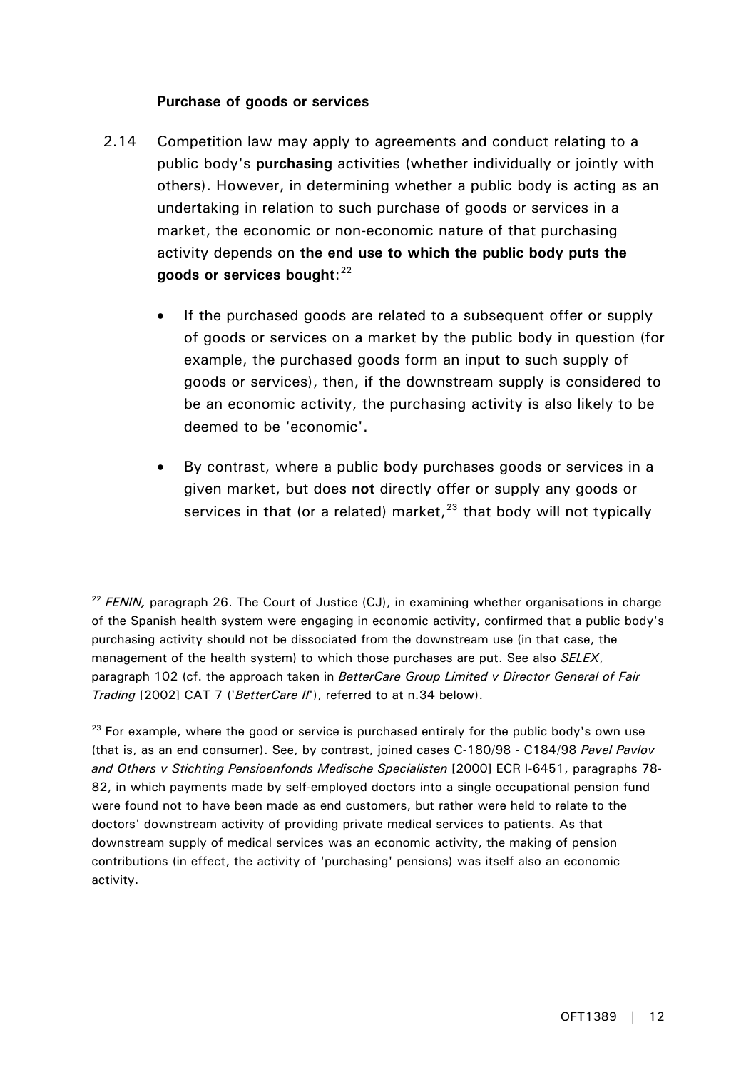### Purchase of goods or services

2.14 Competition law may apply to agreements and conduct relating to a public body's **purchasing** activities (whether individually or jointly with others). However, in determining whether a public body is acting as an undertaking in relation to such purchase of goods or services in a market, the economic or non-economic nature of that purchasing activity depends on **the end use to which the public body puts the goods or services bought**:[22]

- If the purchased goods are related to a subsequent offer or supply of goods or services on a market by the public body in question (for example, the purchased goods form an input to such supply of goods or services), then, if the downstream supply is considered to be an economic activity, the purchasing activity is also likely to be deemed to be 'economic'.

- By contrast, where a public body purchases goods or services in a given market, but does **not** directly offer or supply any goods or services in that (or a related) market,[23] that body will not typically

---

[22] *FENIN,* paragraph 26. The Court of Justice (CJ), in examining whether organisations in charge of the Spanish health system were engaging in economic activity, confirmed that a public body's purchasing activity should not be dissociated from the downstream use (in that case, the management of the health system) to which those purchases are put. See also *SELEX*, paragraph 102 (cf. the approach taken in *BetterCare Group Limited v Director General of Fair Trading* [2002] CAT 7 ('*BetterCare II*'), referred to at n.34 below).

[23] For example, where the good or service is purchased entirely for the public body's own use (that is, as an end consumer). See, by contrast, joined cases C-180/98 - C184/98 *Pavel Pavlov and Others v Stichting Pensioenfonds Medische Specialisten* [2000] ECR I-6451, paragraphs 78-82, in which payments made by self-employed doctors into a single occupational pension fund were found not to have been made as end customers, but rather were held to relate to the doctors' downstream activity of providing private medical services to patients. As that downstream supply of medical services was an economic activity, the making of pension contributions (in effect, the activity of 'purchasing' pensions) was itself also an economic activity.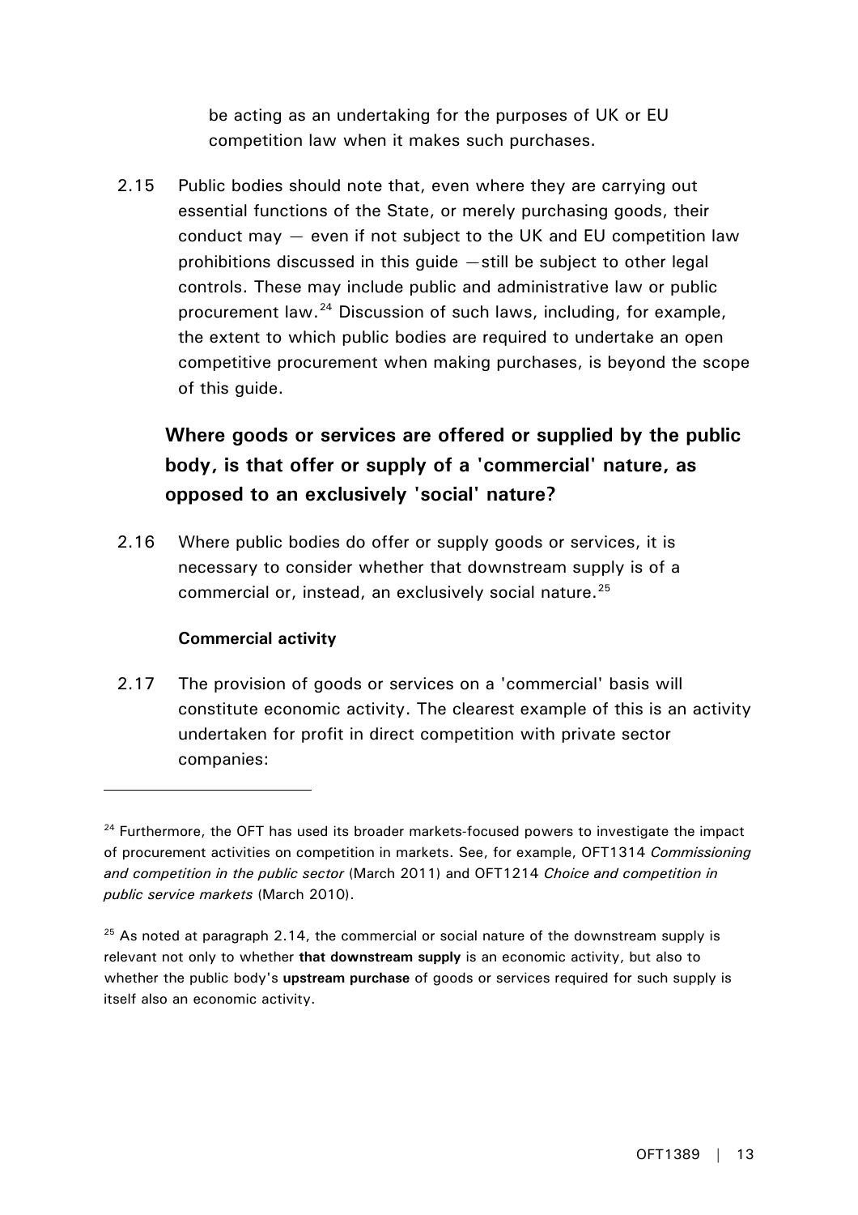be acting as an undertaking for the purposes of UK or EU competition law when it makes such purchases.

2.15 Public bodies should note that, even where they are carrying out essential functions of the State, or merely purchasing goods, their conduct may — even if not subject to the UK and EU competition law prohibitions discussed in this guide —still be subject to other legal controls. These may include public and administrative law or public procurement law.[24] Discussion of such laws, including, for example, the extent to which public bodies are required to undertake an open competitive procurement when making purchases, is beyond the scope of this guide.

### Where goods or services are offered or supplied by the public body, is that offer or supply of a 'commercial' nature, as opposed to an exclusively 'social' nature?

2.16 Where public bodies do offer or supply goods or services, it is necessary to consider whether that downstream supply is of a commercial or, instead, an exclusively social nature.[25]

#### Commercial activity

2.17 The provision of goods or services on a 'commercial' basis will constitute economic activity. The clearest example of this is an activity undertaken for profit in direct competition with private sector companies:

---

[24] Furthermore, the OFT has used its broader markets-focused powers to investigate the impact of procurement activities on competition in markets. See, for example, OFT1314 *Commissioning and competition in the public sector* (March 2011) and OFT1214 *Choice and competition in public service markets* (March 2010).

[25] As noted at paragraph 2.14, the commercial or social nature of the downstream supply is relevant not only to whether **that downstream supply** is an economic activity, but also to whether the public body's **upstream purchase** of goods or services required for such supply is itself also an economic activity.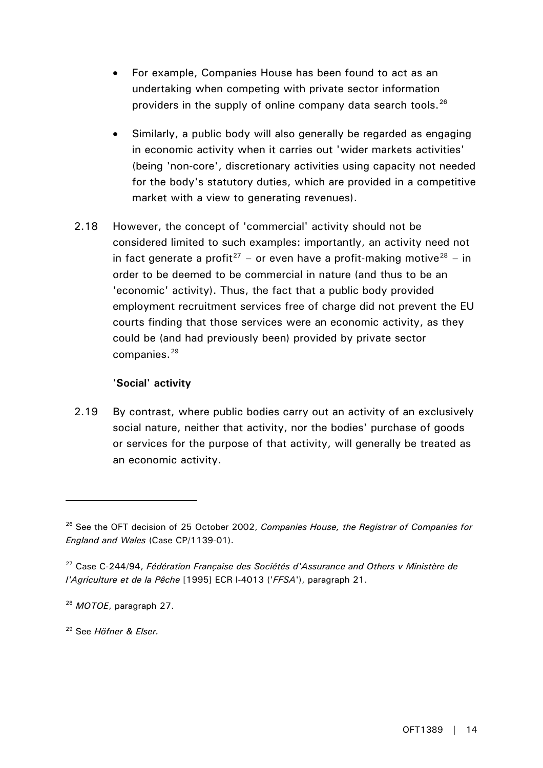- For example, Companies House has been found to act as an undertaking when competing with private sector information providers in the supply of online company data search tools.[26]

- Similarly, a public body will also generally be regarded as engaging in economic activity when it carries out 'wider markets activities' (being 'non-core', discretionary activities using capacity not needed for the body's statutory duties, which are provided in a competitive market with a view to generating revenues).

2.18 However, the concept of 'commercial' activity should not be considered limited to such examples: importantly, an activity need not in fact generate a profit[27] – or even have a profit-making motive[28] – in order to be deemed to be commercial in nature (and thus to be an 'economic' activity). Thus, the fact that a public body provided employment recruitment services free of charge did not prevent the EU courts finding that those services were an economic activity, as they could be (and had previously been) provided by private sector companies.[29]

**'Social' activity**

2.19 By contrast, where public bodies carry out an activity of an exclusively social nature, neither that activity, nor the bodies' purchase of goods or services for the purpose of that activity, will generally be treated as an economic activity.

---

[26] See the OFT decision of 25 October 2002, *Companies House, the Registrar of Companies for England and Wales* (Case CP/1139-01).

[27] Case C-244/94, *Fédération Française des Sociétés d'Assurance and Others v Ministère de l'Agriculture et de la Pêche* [1995] ECR I-4013 ('*FFSA*'), paragraph 21.

[28] *MOTOE*, paragraph 27.

[29] See *Höfner & Elser*.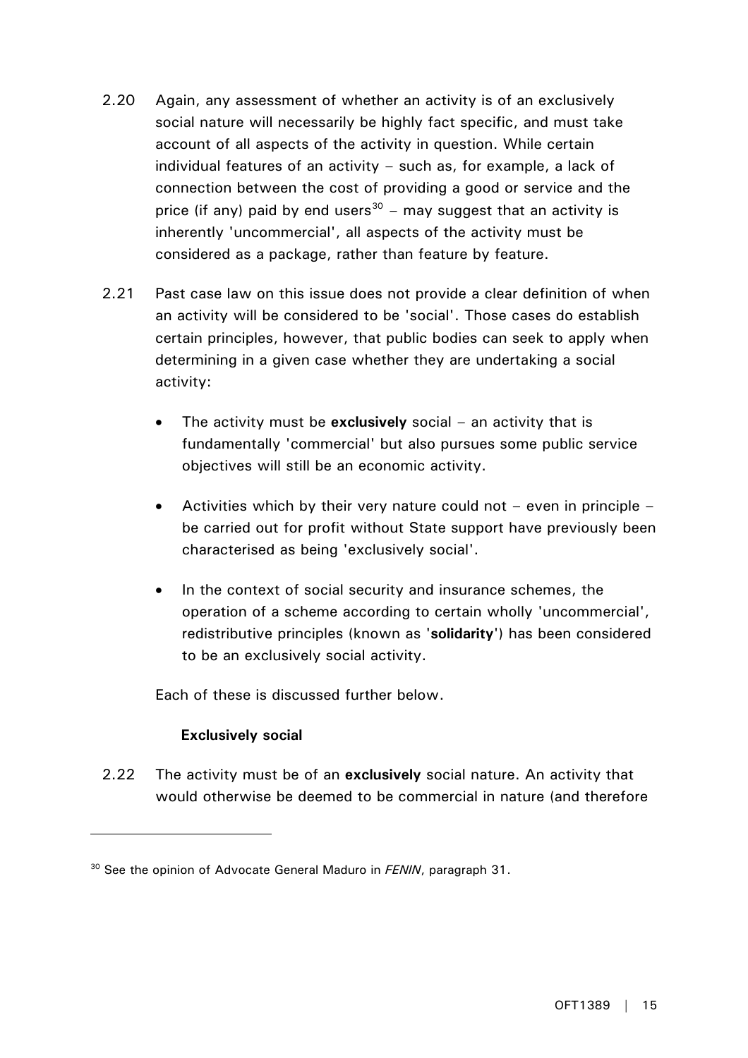2.20 Again, any assessment of whether an activity is of an exclusively social nature will necessarily be highly fact specific, and must take account of all aspects of the activity in question. While certain individual features of an activity – such as, for example, a lack of connection between the cost of providing a good or service and the price (if any) paid by end users[30] – may suggest that an activity is inherently 'uncommercial', all aspects of the activity must be considered as a package, rather than feature by feature.

2.21 Past case law on this issue does not provide a clear definition of when an activity will be considered to be 'social'. Those cases do establish certain principles, however, that public bodies can seek to apply when determining in a given case whether they are undertaking a social activity:

- The activity must be **exclusively** social – an activity that is fundamentally 'commercial' but also pursues some public service objectives will still be an economic activity.
- Activities which by their very nature could not – even in principle – be carried out for profit without State support have previously been characterised as being 'exclusively social'.
- In the context of social security and insurance schemes, the operation of a scheme according to certain wholly 'uncommercial', redistributive principles (known as '**solidarity**') has been considered to be an exclusively social activity.

Each of these is discussed further below.

**Exclusively social**

2.22 The activity must be of an **exclusively** social nature. An activity that would otherwise be deemed to be commercial in nature (and therefore

[30] See the opinion of Advocate General Maduro in *FENIN*, paragraph 31.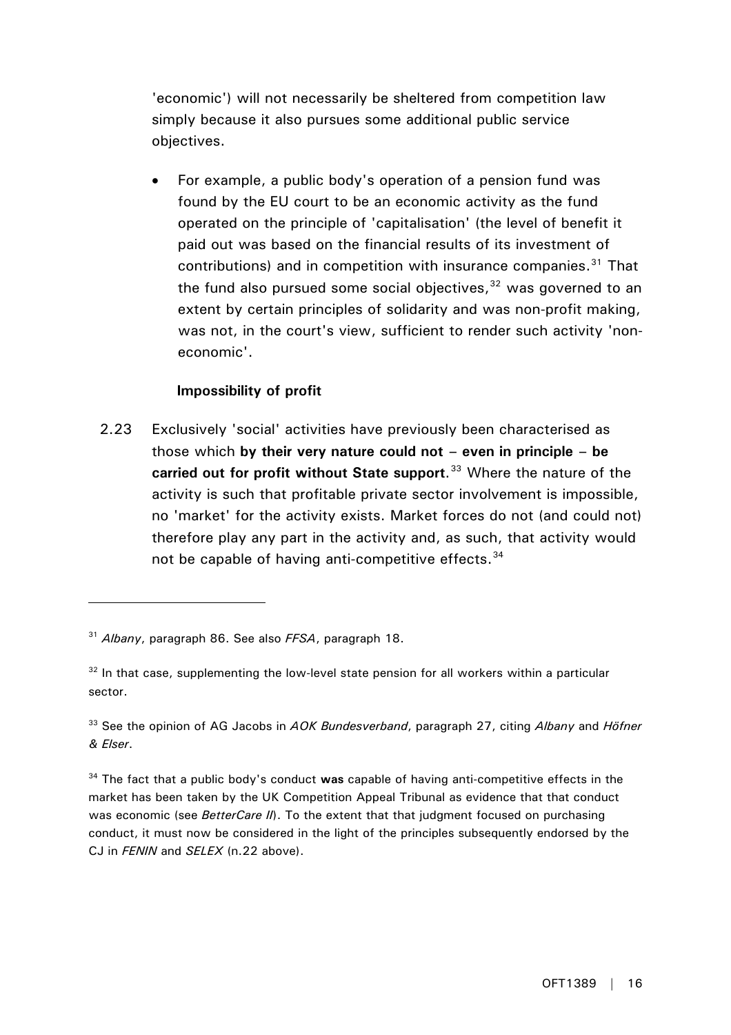'economic') will not necessarily be sheltered from competition law simply because it also pursues some additional public service objectives.

- For example, a public body's operation of a pension fund was found by the EU court to be an economic activity as the fund operated on the principle of 'capitalisation' (the level of benefit it paid out was based on the financial results of its investment of contributions) and in competition with insurance companies.[31] That the fund also pursued some social objectives,[32] was governed to an extent by certain principles of solidarity and was non-profit making, was not, in the court's view, sufficient to render such activity 'non-economic'.

**Impossibility of profit**

2.23 Exclusively 'social' activities have previously been characterised as those which **by their very nature could not – even in principle – be carried out for profit without State support**.[33] Where the nature of the activity is such that profitable private sector involvement is impossible, no 'market' for the activity exists. Market forces do not (and could not) therefore play any part in the activity and, as such, that activity would not be capable of having anti-competitive effects.[34]

---

[31] *Albany*, paragraph 86. See also *FFSA*, paragraph 18.

[32] In that case, supplementing the low-level state pension for all workers within a particular sector.

[33] See the opinion of AG Jacobs in *AOK Bundesverband*, paragraph 27, citing *Albany* and *Höfner & Elser*.

[34] The fact that a public body's conduct **was** capable of having anti-competitive effects in the market has been taken by the UK Competition Appeal Tribunal as evidence that that conduct was economic (see *BetterCare II*). To the extent that that judgment focused on purchasing conduct, it must now be considered in the light of the principles subsequently endorsed by the CJ in *FENIN* and *SELEX* (n.22 above).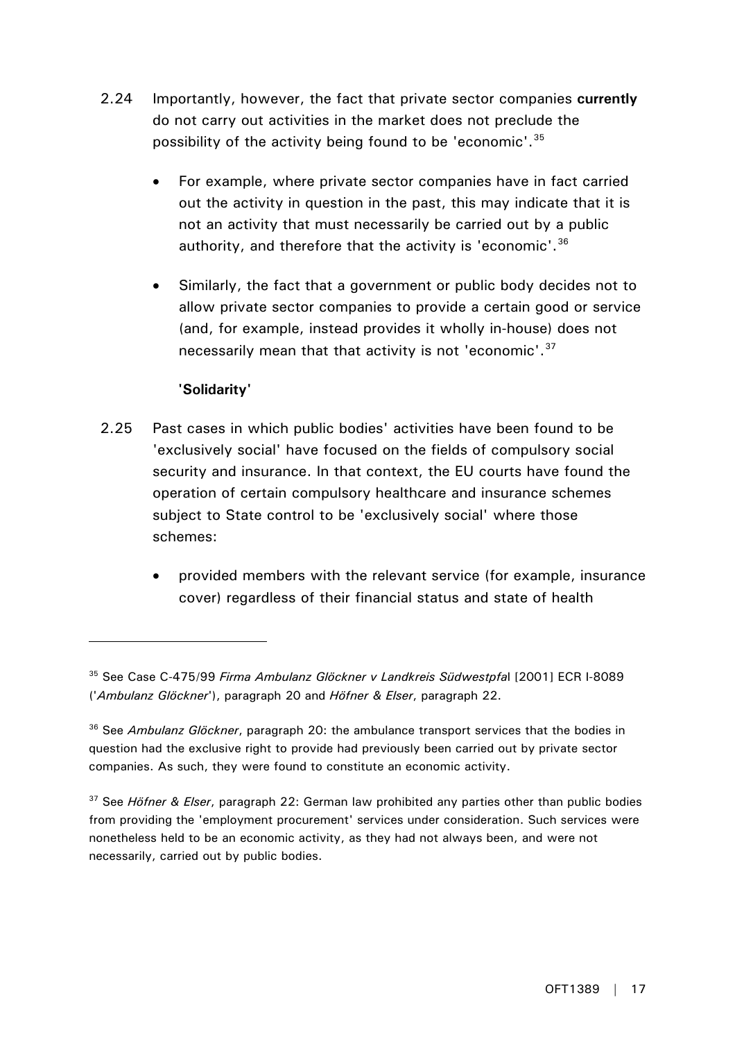2.24 Importantly, however, the fact that private sector companies **currently** do not carry out activities in the market does not preclude the possibility of the activity being found to be 'economic'.[35]

- For example, where private sector companies have in fact carried out the activity in question in the past, this may indicate that it is not an activity that must necessarily be carried out by a public authority, and therefore that the activity is 'economic'.[36]

- Similarly, the fact that a government or public body decides not to allow private sector companies to provide a certain good or service (and, for example, instead provides it wholly in-house) does not necessarily mean that that activity is not 'economic'.[37]

**'Solidarity'**

2.25 Past cases in which public bodies' activities have been found to be 'exclusively social' have focused on the fields of compulsory social security and insurance. In that context, the EU courts have found the operation of certain compulsory healthcare and insurance schemes subject to State control to be 'exclusively social' where those schemes:

- provided members with the relevant service (for example, insurance cover) regardless of their financial status and state of health

---

[35] See Case C-475/99 *Firma Ambulanz Glöckner v Landkreis Südwestpfal* [2001] ECR I-8089 ('*Ambulanz Glöckner*'), paragraph 20 and *Höfner & Elser*, paragraph 22.

[36] See *Ambulanz Glöckner*, paragraph 20: the ambulance transport services that the bodies in question had the exclusive right to provide had previously been carried out by private sector companies. As such, they were found to constitute an economic activity.

[37] See *Höfner & Elser*, paragraph 22: German law prohibited any parties other than public bodies from providing the 'employment procurement' services under consideration. Such services were nonetheless held to be an economic activity, as they had not always been, and were not necessarily, carried out by public bodies.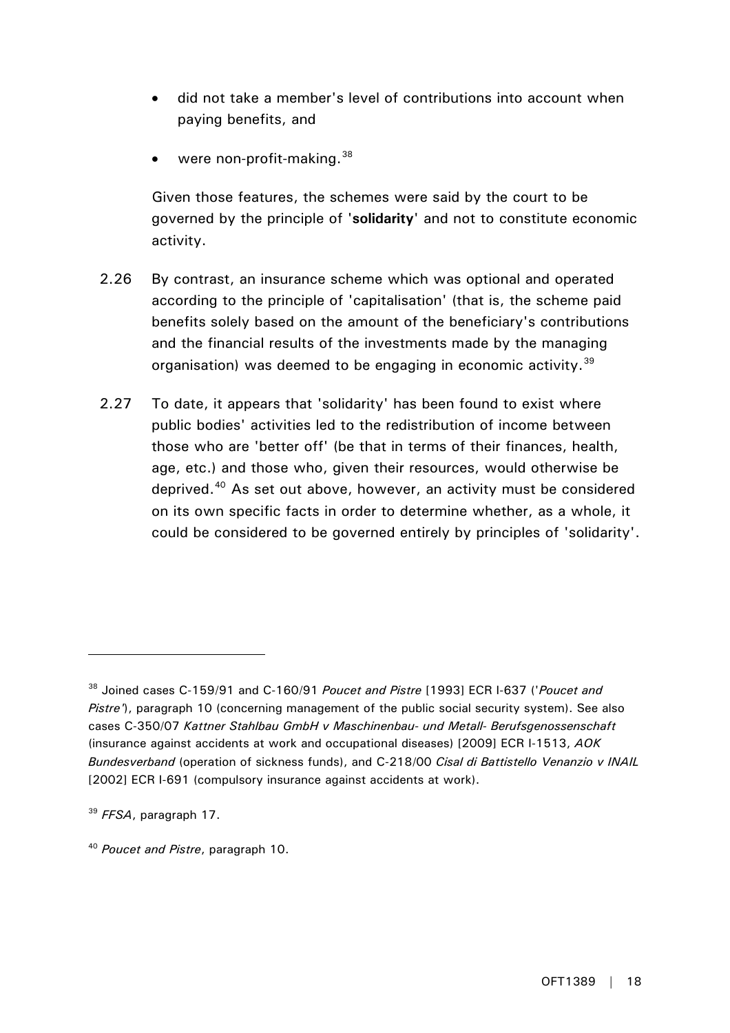- did not take a member's level of contributions into account when paying benefits, and
- were non-profit-making.[38]

Given those features, the schemes were said by the court to be governed by the principle of '**solidarity**' and not to constitute economic activity.

2.26 By contrast, an insurance scheme which was optional and operated according to the principle of 'capitalisation' (that is, the scheme paid benefits solely based on the amount of the beneficiary's contributions and the financial results of the investments made by the managing organisation) was deemed to be engaging in economic activity.[39]

2.27 To date, it appears that 'solidarity' has been found to exist where public bodies' activities led to the redistribution of income between those who are 'better off' (be that in terms of their finances, health, age, etc.) and those who, given their resources, would otherwise be deprived.[40] As set out above, however, an activity must be considered on its own specific facts in order to determine whether, as a whole, it could be considered to be governed entirely by principles of 'solidarity'.

---

[38] Joined cases C-159/91 and C-160/91 *Poucet and Pistre* [1993] ECR I-637 ('*Poucet and Pistre*'), paragraph 10 (concerning management of the public social security system). See also cases C-350/07 *Kattner Stahlbau GmbH v Maschinenbau- und Metall- Berufsgenossenschaft* (insurance against accidents at work and occupational diseases) [2009] ECR I-1513, *AOK Bundesverband* (operation of sickness funds), and C-218/00 *Cisal di Battistello Venanzio v INAIL* [2002] ECR I-691 (compulsory insurance against accidents at work).

[39] *FFSA*, paragraph 17.

[40] *Poucet and Pistre*, paragraph 10.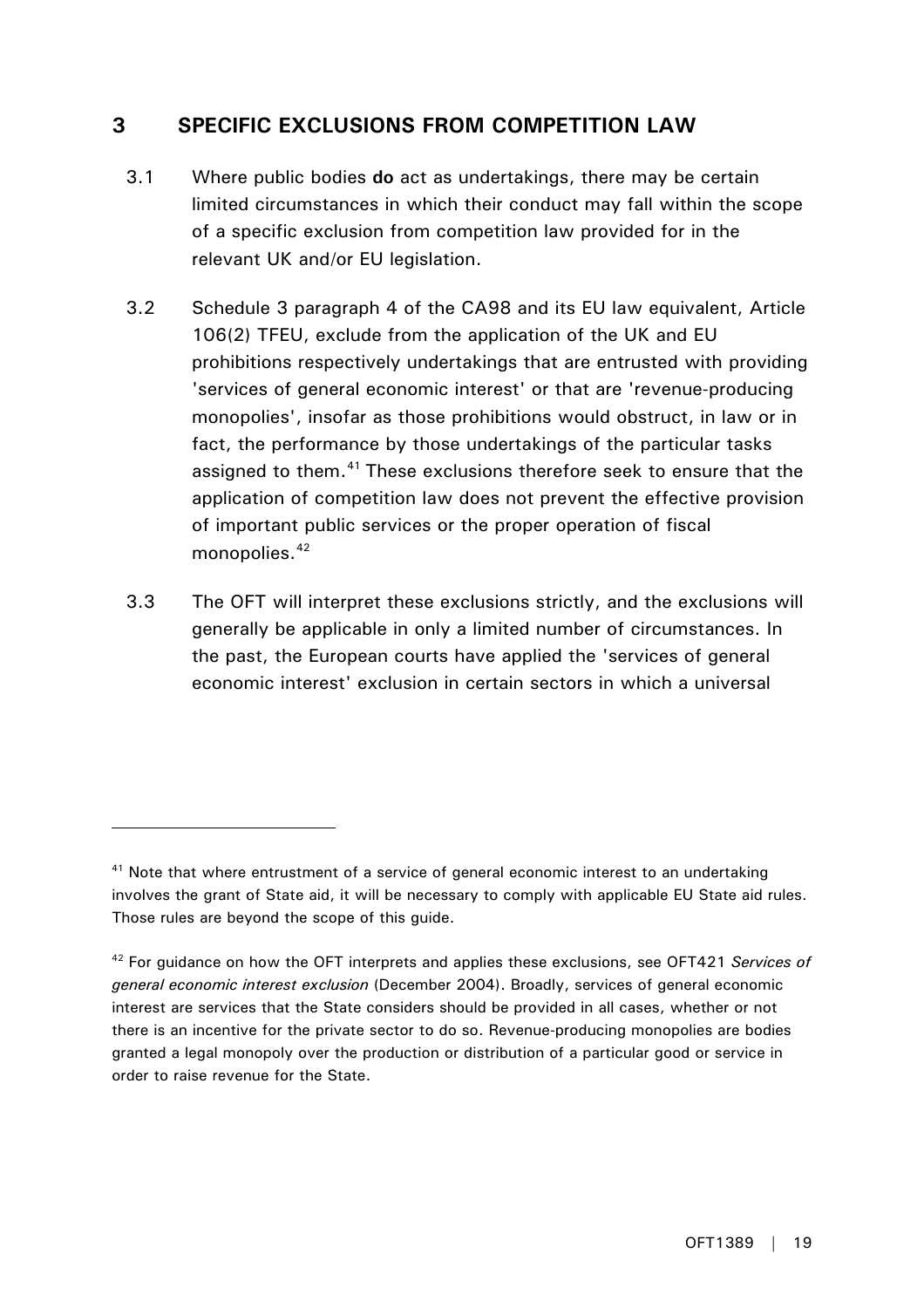## 3 SPECIFIC EXCLUSIONS FROM COMPETITION LAW

3.1 Where public bodies **do** act as undertakings, there may be certain limited circumstances in which their conduct may fall within the scope of a specific exclusion from competition law provided for in the relevant UK and/or EU legislation.

3.2 Schedule 3 paragraph 4 of the CA98 and its EU law equivalent, Article 106(2) TFEU, exclude from the application of the UK and EU prohibitions respectively undertakings that are entrusted with providing 'services of general economic interest' or that are 'revenue-producing monopolies', insofar as those prohibitions would obstruct, in law or in fact, the performance by those undertakings of the particular tasks assigned to them.[41] These exclusions therefore seek to ensure that the application of competition law does not prevent the effective provision of important public services or the proper operation of fiscal monopolies.[42]

3.3 The OFT will interpret these exclusions strictly, and the exclusions will generally be applicable in only a limited number of circumstances. In the past, the European courts have applied the 'services of general economic interest' exclusion in certain sectors in which a universal

---

[41] Note that where entrustment of a service of general economic interest to an undertaking involves the grant of State aid, it will be necessary to comply with applicable EU State aid rules. Those rules are beyond the scope of this guide.

[42] For guidance on how the OFT interprets and applies these exclusions, see OFT421 *Services of general economic interest exclusion* (December 2004). Broadly, services of general economic interest are services that the State considers should be provided in all cases, whether or not there is an incentive for the private sector to do so. Revenue-producing monopolies are bodies granted a legal monopoly over the production or distribution of a particular good or service in order to raise revenue for the State.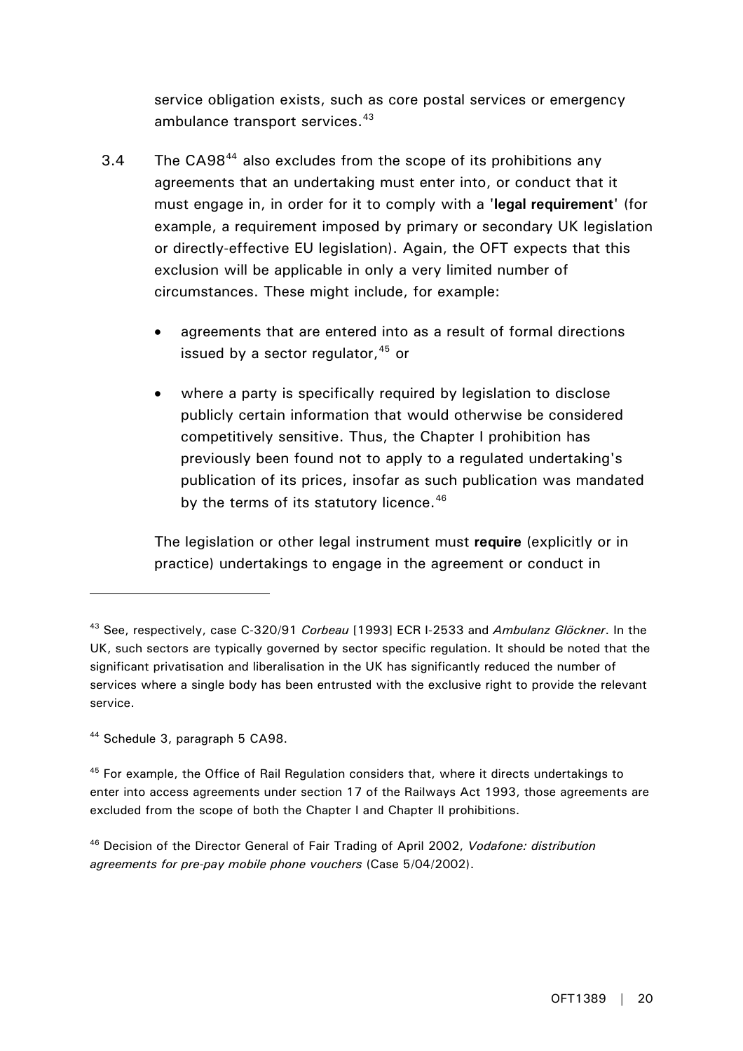service obligation exists, such as core postal services or emergency ambulance transport services.[43]

3.4 The CA98[44] also excludes from the scope of its prohibitions any agreements that an undertaking must enter into, or conduct that it must engage in, in order for it to comply with a **'legal requirement'** (for example, a requirement imposed by primary or secondary UK legislation or directly-effective EU legislation). Again, the OFT expects that this exclusion will be applicable in only a very limited number of circumstances. These might include, for example:

- agreements that are entered into as a result of formal directions issued by a sector regulator,[45] or
- where a party is specifically required by legislation to disclose publicly certain information that would otherwise be considered competitively sensitive. Thus, the Chapter I prohibition has previously been found not to apply to a regulated undertaking's publication of its prices, insofar as such publication was mandated by the terms of its statutory licence.[46]

The legislation or other legal instrument must **require** (explicitly or in practice) undertakings to engage in the agreement or conduct in

---

[43] See, respectively, case C-320/91 *Corbeau* [1993] ECR I-2533 and *Ambulanz Glöckner*. In the UK, such sectors are typically governed by sector specific regulation. It should be noted that the significant privatisation and liberalisation in the UK has significantly reduced the number of services where a single body has been entrusted with the exclusive right to provide the relevant service.

[44] Schedule 3, paragraph 5 CA98.

[45] For example, the Office of Rail Regulation considers that, where it directs undertakings to enter into access agreements under section 17 of the Railways Act 1993, those agreements are excluded from the scope of both the Chapter I and Chapter II prohibitions.

[46] Decision of the Director General of Fair Trading of April 2002, *Vodafone: distribution agreements for pre-pay mobile phone vouchers* (Case 5/04/2002).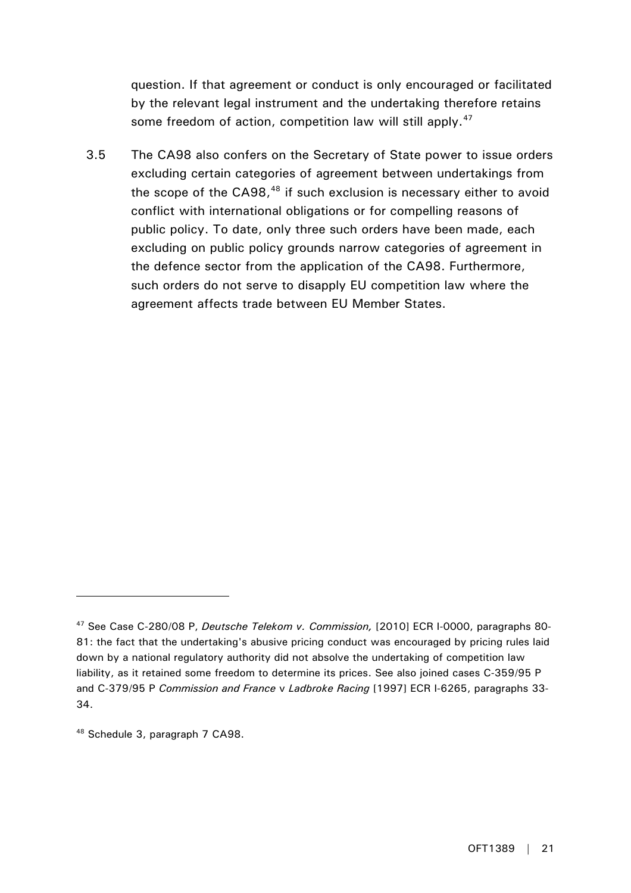question. If that agreement or conduct is only encouraged or facilitated by the relevant legal instrument and the undertaking therefore retains some freedom of action, competition law will still apply.[47]

3.5 The CA98 also confers on the Secretary of State power to issue orders excluding certain categories of agreement between undertakings from the scope of the CA98,[48] if such exclusion is necessary either to avoid conflict with international obligations or for compelling reasons of public policy. To date, only three such orders have been made, each excluding on public policy grounds narrow categories of agreement in the defence sector from the application of the CA98. Furthermore, such orders do not serve to disapply EU competition law where the agreement affects trade between EU Member States.

---

[47] See Case C-280/08 P, *Deutsche Telekom v. Commission,* [2010] ECR I-0000, paragraphs 80-81: the fact that the undertaking's abusive pricing conduct was encouraged by pricing rules laid down by a national regulatory authority did not absolve the undertaking of competition law liability, as it retained some freedom to determine its prices. See also joined cases C-359/95 P and C-379/95 P *Commission and France* v *Ladbroke Racing* [1997] ECR I-6265, paragraphs 33-34.

[48] Schedule 3, paragraph 7 CA98.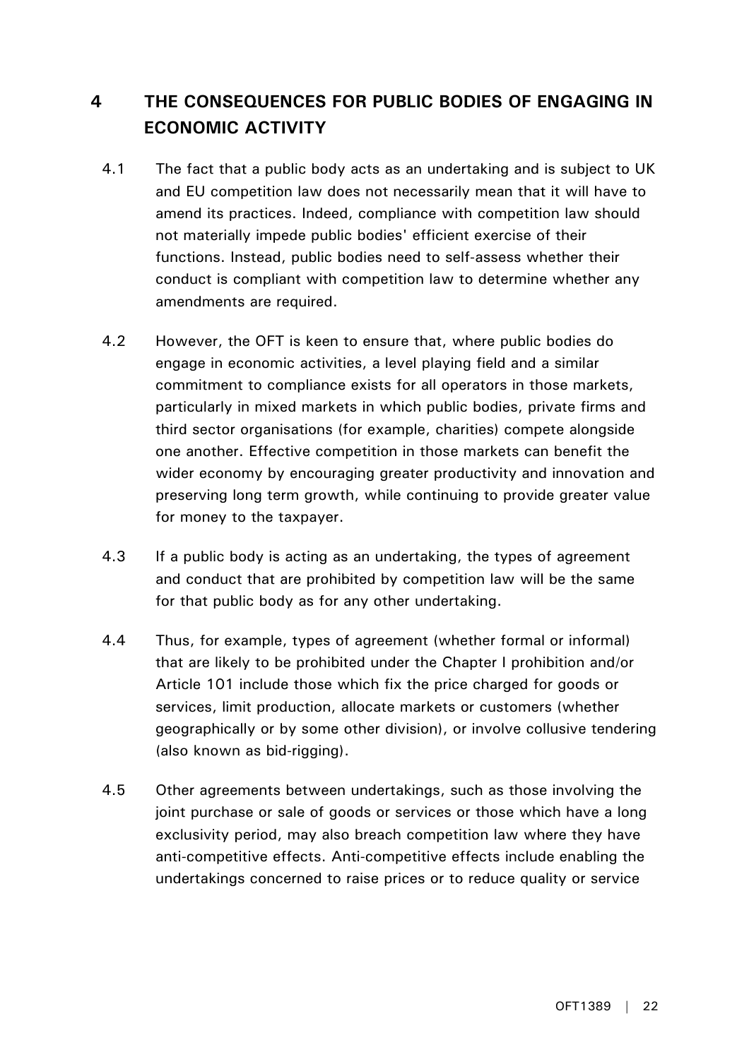# 4 THE CONSEQUENCES FOR PUBLIC BODIES OF ENGAGING IN ECONOMIC ACTIVITY

4.1 The fact that a public body acts as an undertaking and is subject to UK and EU competition law does not necessarily mean that it will have to amend its practices. Indeed, compliance with competition law should not materially impede public bodies' efficient exercise of their functions. Instead, public bodies need to self-assess whether their conduct is compliant with competition law to determine whether any amendments are required.

4.2 However, the OFT is keen to ensure that, where public bodies do engage in economic activities, a level playing field and a similar commitment to compliance exists for all operators in those markets, particularly in mixed markets in which public bodies, private firms and third sector organisations (for example, charities) compete alongside one another. Effective competition in those markets can benefit the wider economy by encouraging greater productivity and innovation and preserving long term growth, while continuing to provide greater value for money to the taxpayer.

4.3 If a public body is acting as an undertaking, the types of agreement and conduct that are prohibited by competition law will be the same for that public body as for any other undertaking.

4.4 Thus, for example, types of agreement (whether formal or informal) that are likely to be prohibited under the Chapter I prohibition and/or Article 101 include those which fix the price charged for goods or services, limit production, allocate markets or customers (whether geographically or by some other division), or involve collusive tendering (also known as bid-rigging).

4.5 Other agreements between undertakings, such as those involving the joint purchase or sale of goods or services or those which have a long exclusivity period, may also breach competition law where they have anti-competitive effects. Anti-competitive effects include enabling the undertakings concerned to raise prices or to reduce quality or service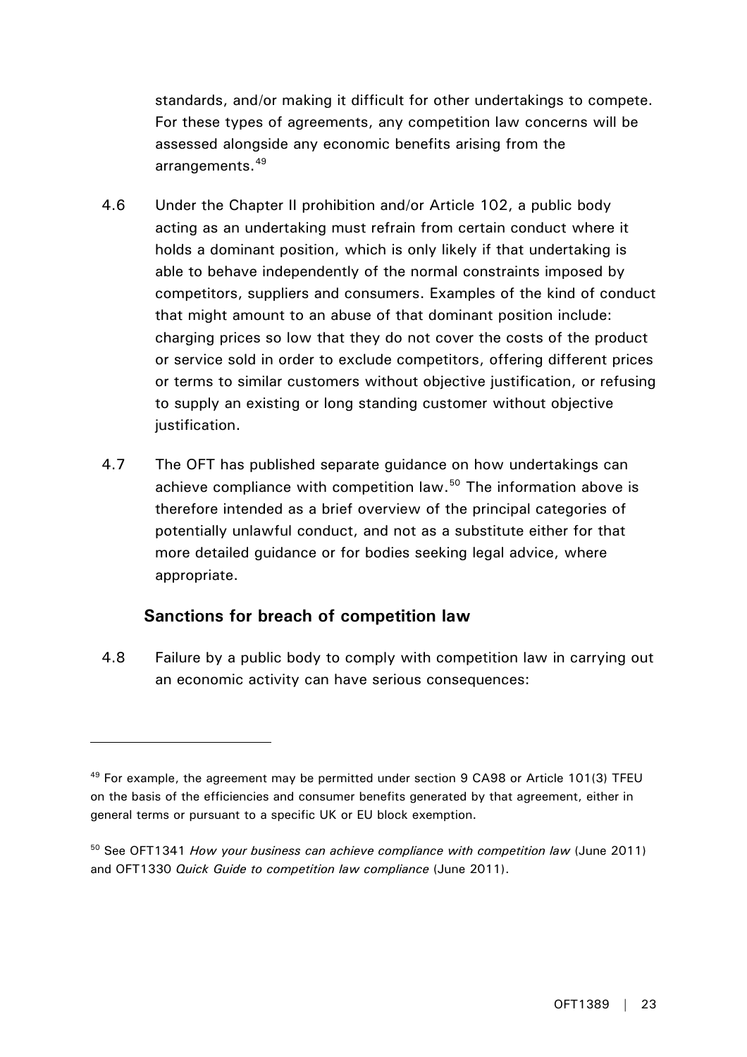standards, and/or making it difficult for other undertakings to compete. For these types of agreements, any competition law concerns will be assessed alongside any economic benefits arising from the arrangements.[49]

4.6 Under the Chapter II prohibition and/or Article 102, a public body acting as an undertaking must refrain from certain conduct where it holds a dominant position, which is only likely if that undertaking is able to behave independently of the normal constraints imposed by competitors, suppliers and consumers. Examples of the kind of conduct that might amount to an abuse of that dominant position include: charging prices so low that they do not cover the costs of the product or service sold in order to exclude competitors, offering different prices or terms to similar customers without objective justification, or refusing to supply an existing or long standing customer without objective justification.

4.7 The OFT has published separate guidance on how undertakings can achieve compliance with competition law.[50] The information above is therefore intended as a brief overview of the principal categories of potentially unlawful conduct, and not as a substitute either for that more detailed guidance or for bodies seeking legal advice, where appropriate.

### Sanctions for breach of competition law

4.8 Failure by a public body to comply with competition law in carrying out an economic activity can have serious consequences:

---

[49] For example, the agreement may be permitted under section 9 CA98 or Article 101(3) TFEU on the basis of the efficiencies and consumer benefits generated by that agreement, either in general terms or pursuant to a specific UK or EU block exemption.

[50] See OFT1341 *How your business can achieve compliance with competition law* (June 2011) and OFT1330 *Quick Guide to competition law compliance* (June 2011).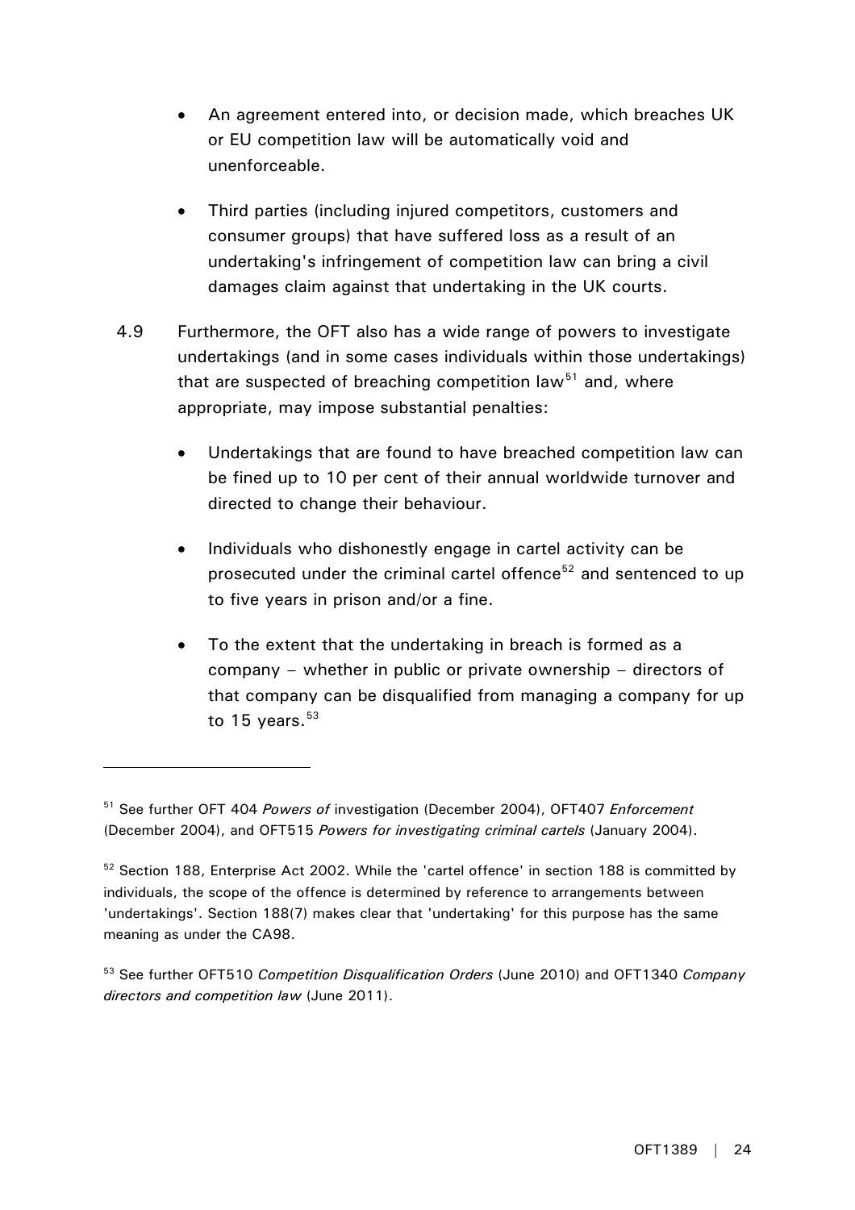- An agreement entered into, or decision made, which breaches UK or EU competition law will be automatically void and unenforceable.

- Third parties (including injured competitors, customers and consumer groups) that have suffered loss as a result of an undertaking's infringement of competition law can bring a civil damages claim against that undertaking in the UK courts.

4.9 Furthermore, the OFT also has a wide range of powers to investigate undertakings (and in some cases individuals within those undertakings) that are suspected of breaching competition law[51] and, where appropriate, may impose substantial penalties:

- Undertakings that are found to have breached competition law can be fined up to 10 per cent of their annual worldwide turnover and directed to change their behaviour.

- Individuals who dishonestly engage in cartel activity can be prosecuted under the criminal cartel offence[52] and sentenced to up to five years in prison and/or a fine.

- To the extent that the undertaking in breach is formed as a company – whether in public or private ownership – directors of that company can be disqualified from managing a company for up to 15 years.[53]

---

[51] See further OFT 404 *Powers of* investigation (December 2004), OFT407 *Enforcement* (December 2004), and OFT515 *Powers for investigating criminal cartels* (January 2004).

[52] Section 188, Enterprise Act 2002. While the 'cartel offence' in section 188 is committed by individuals, the scope of the offence is determined by reference to arrangements between 'undertakings'. Section 188(7) makes clear that 'undertaking' for this purpose has the same meaning as under the CA98.

[53] See further OFT510 *Competition Disqualification Orders* (June 2010) and OFT1340 *Company directors and competition law* (June 2011).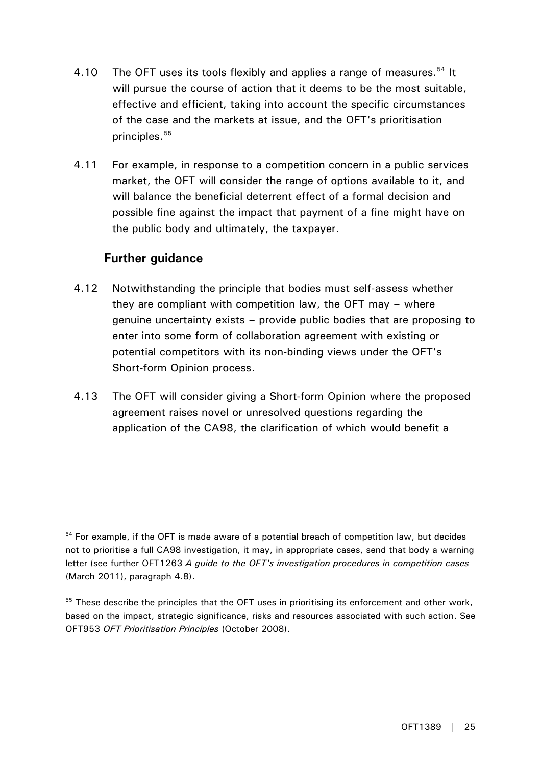4.10 The OFT uses its tools flexibly and applies a range of measures.[54] It will pursue the course of action that it deems to be the most suitable, effective and efficient, taking into account the specific circumstances of the case and the markets at issue, and the OFT's prioritisation principles.[55]

4.11 For example, in response to a competition concern in a public services market, the OFT will consider the range of options available to it, and will balance the beneficial deterrent effect of a formal decision and possible fine against the impact that payment of a fine might have on the public body and ultimately, the taxpayer.

### Further guidance

4.12 Notwithstanding the principle that bodies must self-assess whether they are compliant with competition law, the OFT may – where genuine uncertainty exists – provide public bodies that are proposing to enter into some form of collaboration agreement with existing or potential competitors with its non-binding views under the OFT's Short-form Opinion process.

4.13 The OFT will consider giving a Short-form Opinion where the proposed agreement raises novel or unresolved questions regarding the application of the CA98, the clarification of which would benefit a

---

[54] For example, if the OFT is made aware of a potential breach of competition law, but decides not to prioritise a full CA98 investigation, it may, in appropriate cases, send that body a warning letter (see further OFT1263 *A guide to the OFT's investigation procedures in competition cases* (March 2011), paragraph 4.8).

[55] These describe the principles that the OFT uses in prioritising its enforcement and other work, based on the impact, strategic significance, risks and resources associated with such action. See OFT953 *OFT Prioritisation Principles* (October 2008).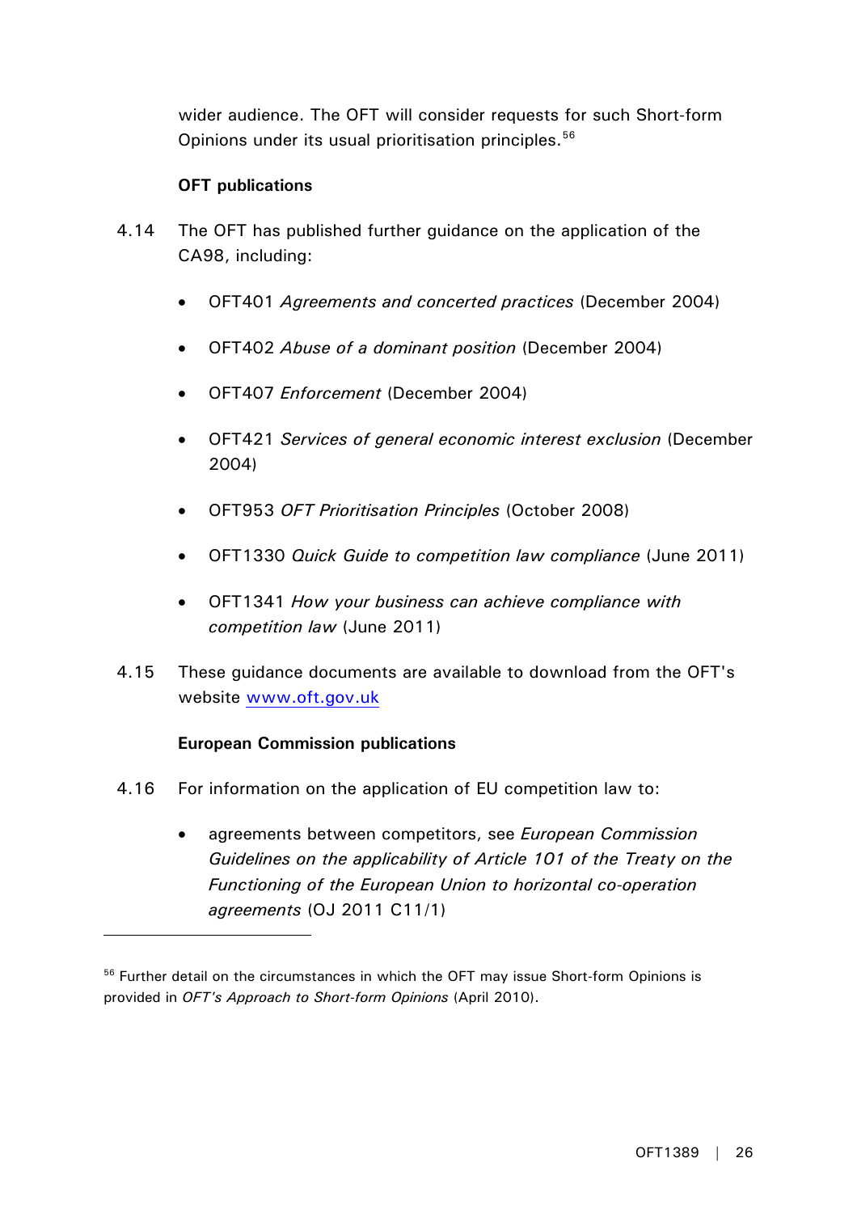wider audience. The OFT will consider requests for such Short-form Opinions under its usual prioritisation principles.[56]

**OFT publications**

4.14 The OFT has published further guidance on the application of the CA98, including:

- OFT401 *Agreements and concerted practices* (December 2004)
- OFT402 *Abuse of a dominant position* (December 2004)
- OFT407 *Enforcement* (December 2004)
- OFT421 *Services of general economic interest exclusion* (December 2004)
- OFT953 *OFT Prioritisation Principles* (October 2008)
- OFT1330 *Quick Guide to competition law compliance* (June 2011)
- OFT1341 *How your business can achieve compliance with competition law* (June 2011)

4.15 These guidance documents are available to download from the OFT's website www.oft.gov.uk

**European Commission publications**

4.16 For information on the application of EU competition law to:

- agreements between competitors, see *European Commission Guidelines on the applicability of Article 101 of the Treaty on the Functioning of the European Union to horizontal co-operation agreements* (OJ 2011 C11/1)

---

[56] Further detail on the circumstances in which the OFT may issue Short-form Opinions is provided in *OFT's Approach to Short-form Opinions* (April 2010).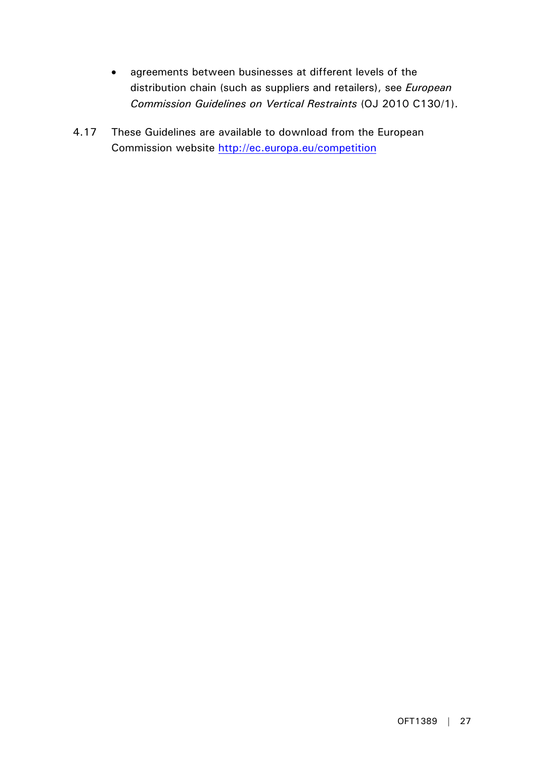- agreements between businesses at different levels of the distribution chain (such as suppliers and retailers), see *European Commission Guidelines on Vertical Restraints* (OJ 2010 C130/1).

4.17 These Guidelines are available to download from the European Commission website http://ec.europa.eu/competition